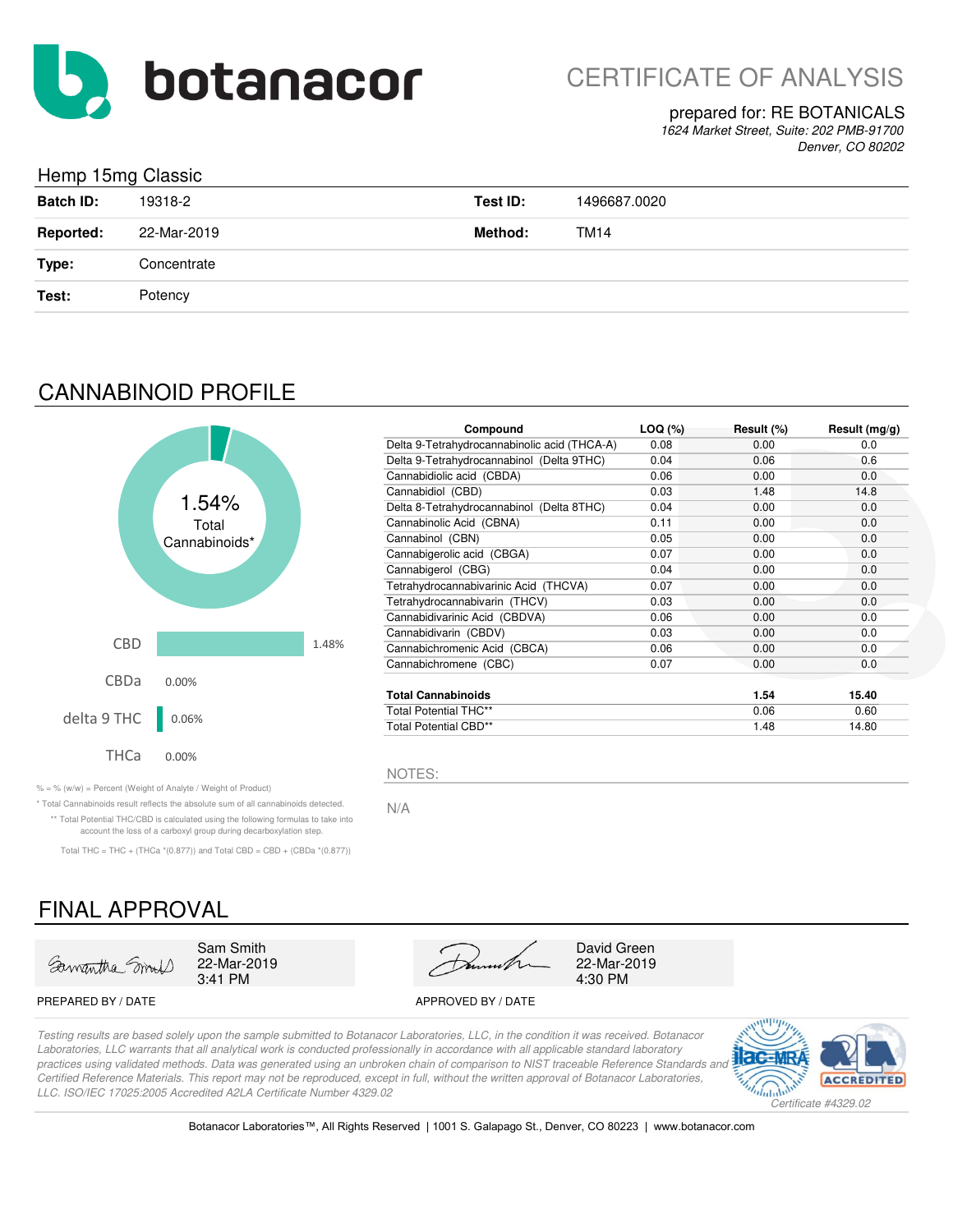# botanacor

## CERTIFICATE OF ANALYSIS

prepared for: RE BOTANICALS

*1624 Market Street, Suite: 202 PMB-91700*
*Denver, CO 80202*

### Hemp 15mg Classic

| | | | |
|---|---|---|---|
| **Batch ID:** | 19318-2 | **Test ID:** | 1496687.0020 |
| **Reported:** | 22-Mar-2019 | **Method:** | TM14 |
| **Type:** | Concentrate | | |
| **Test:** | Potency | | |

## CANNABINOID PROFILE

1.54% Total Cannabinoids*

| | |
|---|---|
| CBD | 1.48% |
| CBDa | 0.00% |
| delta 9 THC | 0.06% |
| THCa | 0.00% |

| Compound | LOQ (%) | Result (%) | Result (mg/g) |
|---|---|---|---|
| Delta 9-Tetrahydrocannabinolic acid (THCA-A) | 0.08 | 0.00 | 0.0 |
| Delta 9-Tetrahydrocannabinol (Delta 9THC) | 0.04 | 0.06 | 0.6 |
| Cannabidiolic acid (CBDA) | 0.06 | 0.00 | 0.0 |
| Cannabidiol (CBD) | 0.03 | 1.48 | 14.8 |
| Delta 8-Tetrahydrocannabinol (Delta 8THC) | 0.04 | 0.00 | 0.0 |
| Cannabinolic Acid (CBNA) | 0.11 | 0.00 | 0.0 |
| Cannabinol (CBN) | 0.05 | 0.00 | 0.0 |
| Cannabigerolic acid (CBGA) | 0.07 | 0.00 | 0.0 |
| Cannabigerol (CBG) | 0.04 | 0.00 | 0.0 |
| Tetrahydrocannabivarinic Acid (THCVA) | 0.07 | 0.00 | 0.0 |
| Tetrahydrocannabivarin (THCV) | 0.03 | 0.00 | 0.0 |
| Cannabidivarinic Acid (CBDVA) | 0.06 | 0.00 | 0.0 |
| Cannabidivarin (CBDV) | 0.03 | 0.00 | 0.0 |
| Cannabichromenic Acid (CBCA) | 0.06 | 0.00 | 0.0 |
| Cannabichromene (CBC) | 0.07 | 0.00 | 0.0 |
| **Total Cannabinoids** | | **1.54** | **15.40** |
| Total Potential THC** | | 0.06 | 0.60 |
| Total Potential CBD** | | 1.48 | 14.80 |

% = % (w/w) = Percent (Weight of Analyte / Weight of Product)

* Total Cannabinoids result reflects the absolute sum of all cannabinoids detected.

** Total Potential THC/CBD is calculated using the following formulas to take into account the loss of a carboxyl group during decarboxylation step.

Total THC = THC + (THCa *(0.877)) and Total CBD = CBD + (CBDa *(0.877))

NOTES:

N/A

## FINAL APPROVAL

| | |
|---|---|
| Sam Smith<br>22-Mar-2019<br>3:41 PM | David Green<br>22-Mar-2019<br>4:30 PM |
| PREPARED BY / DATE | APPROVED BY / DATE |

*Testing results are based solely upon the sample submitted to Botanacor Laboratories, LLC, in the condition it was received. Botanacor Laboratories, LLC warrants that all analytical work is conducted professionally in accordance with all applicable standard laboratory practices using validated methods. Data was generated using an unbroken chain of comparison to NIST traceable Reference Standards and Certified Reference Materials. This report may not be reproduced, except in full, without the written approval of Botanacor Laboratories, LLC. ISO/IEC 17025:2005 Accredited A2LA Certificate Number 4329.02*

ilac-MRA | A2LA ACCREDITED | *Certificate #4329.02*

Botanacor Laboratories™, All Rights Reserved | 1001 S. Galapago St., Denver, CO 80223 | www.botanacor.com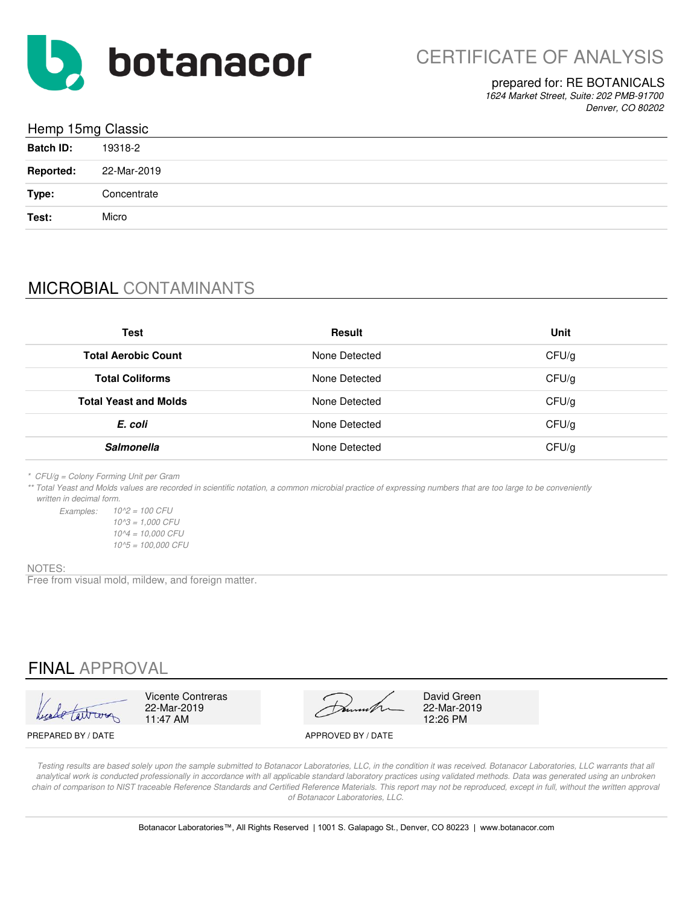botanacor

# CERTIFICATE OF ANALYSIS

prepared for: RE BOTANICALS
*1624 Market Street, Suite: 202 PMB-91700*
*Denver, CO 80202*

## Hemp 15mg Classic

| | |
|---|---|
| **Batch ID:** | 19318-2 |
| **Reported:** | 22-Mar-2019 |
| **Type:** | Concentrate |
| **Test:** | Micro |

## MICROBIAL CONTAMINANTS

| Test | Result | Unit |
|---|---|---|
| **Total Aerobic Count** | None Detected | CFU/g |
| **Total Coliforms** | None Detected | CFU/g |
| **Total Yeast and Molds** | None Detected | CFU/g |
| ***E. coli*** | None Detected | CFU/g |
| ***Salmonella*** | None Detected | CFU/g |

*&ast; CFU/g = Colony Forming Unit per Gram*

*&ast;&ast; Total Yeast and Molds values are recorded in scientific notation, a common microbial practice of expressing numbers that are too large to be conveniently written in decimal form.*

*Examples:*
*10^2 = 100 CFU*
*10^3 = 1,000 CFU*
*10^4 = 10,000 CFU*
*10^5 = 100,000 CFU*

NOTES:
Free from visual mold, mildew, and foreign matter.

## FINAL APPROVAL

| PREPARED BY / DATE | APPROVED BY / DATE |
|---|---|
| Vicente Contreras, 22-Mar-2019, 11:47 AM | David Green, 22-Mar-2019, 12:26 PM |

*Testing results are based solely upon the sample submitted to Botanacor Laboratories, LLC, in the condition it was received. Botanacor Laboratories, LLC warrants that all analytical work is conducted professionally in accordance with all applicable standard laboratory practices using validated methods. Data was generated using an unbroken chain of comparison to NIST traceable Reference Standards and Certified Reference Materials. This report may not be reproduced, except in full, without the written approval of Botanacor Laboratories, LLC.*

Botanacor Laboratories™, All Rights Reserved | 1001 S. Galapago St., Denver, CO 80223 | www.botanacor.com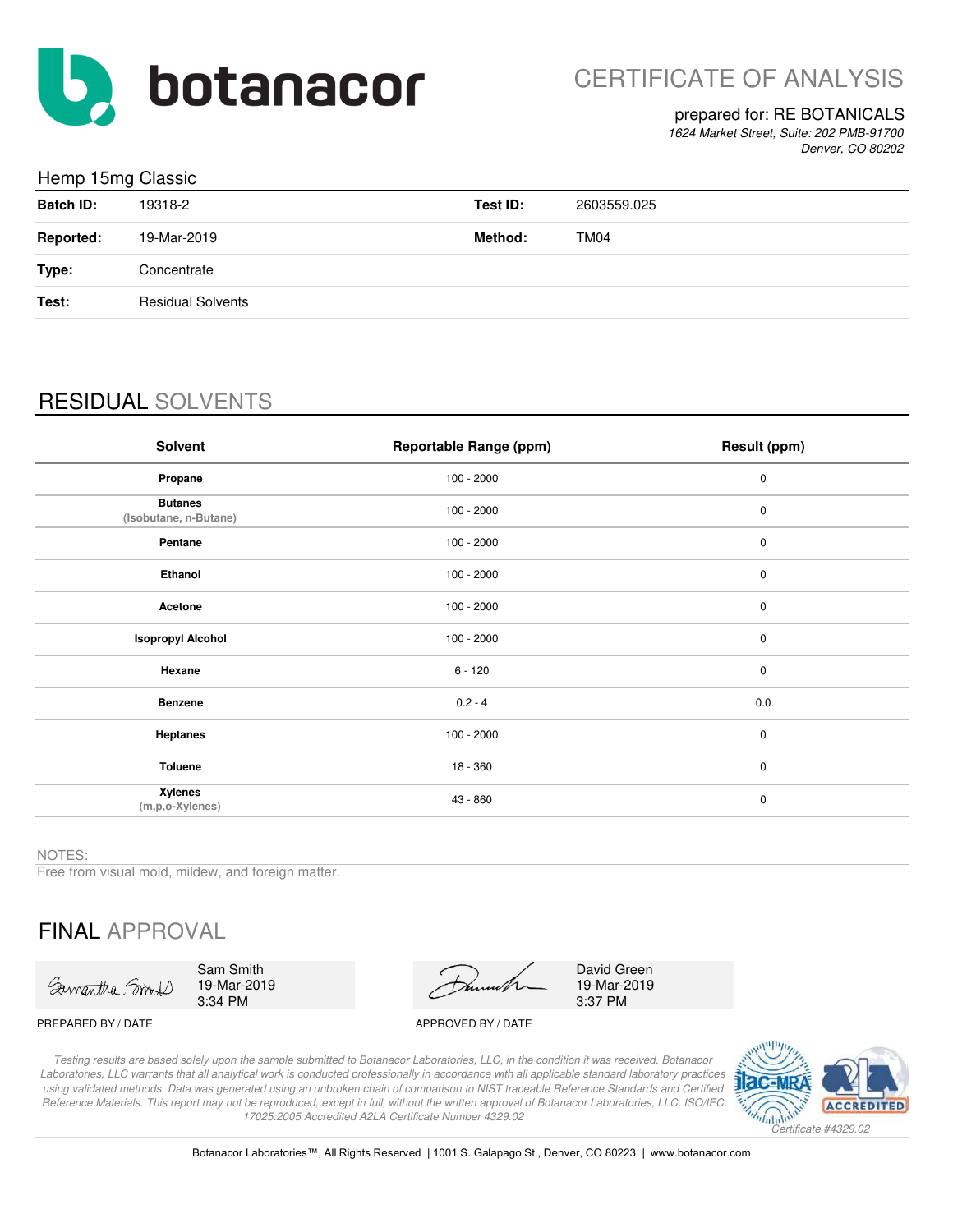# botanacor

# CERTIFICATE OF ANALYSIS

prepared for: RE BOTANICALS

*1624 Market Street, Suite: 202 PMB-91700*
*Denver, CO 80202*

## Hemp 15mg Classic

| | | | |
|---|---|---|---|
| **Batch ID:** | 19318-2 | **Test ID:** | 2603559.025 |
| **Reported:** | 19-Mar-2019 | **Method:** | TM04 |
| **Type:** | Concentrate | | |
| **Test:** | Residual Solvents | | |

## RESIDUAL SOLVENTS

| Solvent | Reportable Range (ppm) | Result (ppm) |
|---|---|---|
| **Propane** | 100 - 2000 | 0 |
| **Butanes** (Isobutane, n-Butane) | 100 - 2000 | 0 |
| **Pentane** | 100 - 2000 | 0 |
| **Ethanol** | 100 - 2000 | 0 |
| **Acetone** | 100 - 2000 | 0 |
| **Isopropyl Alcohol** | 100 - 2000 | 0 |
| **Hexane** | 6 - 120 | 0 |
| **Benzene** | 0.2 - 4 | 0.0 |
| **Heptanes** | 100 - 2000 | 0 |
| **Toluene** | 18 - 360 | 0 |
| **Xylenes** (m,p,o-Xylenes) | 43 - 860 | 0 |

NOTES:

Free from visual mold, mildew, and foreign matter.

## FINAL APPROVAL

| | |
|---|---|
| Sam Smith 19-Mar-2019 3:34 PM | David Green 19-Mar-2019 3:37 PM |
| PREPARED BY / DATE | APPROVED BY / DATE |

*Testing results are based solely upon the sample submitted to Botanacor Laboratories, LLC, in the condition it was received. Botanacor Laboratories, LLC warrants that all analytical work is conducted professionally in accordance with all applicable standard laboratory practices using validated methods. Data was generated using an unbroken chain of comparison to NIST traceable Reference Standards and Certified Reference Materials. This report may not be reproduced, except in full, without the written approval of Botanacor Laboratories, LLC. ISO/IEC 17025:2005 Accredited A2LA Certificate Number 4329.02*

Certificate #4329.02

Botanacor Laboratories™, All Rights Reserved | 1001 S. Galapago St., Denver, CO 80223 | www.botanacor.com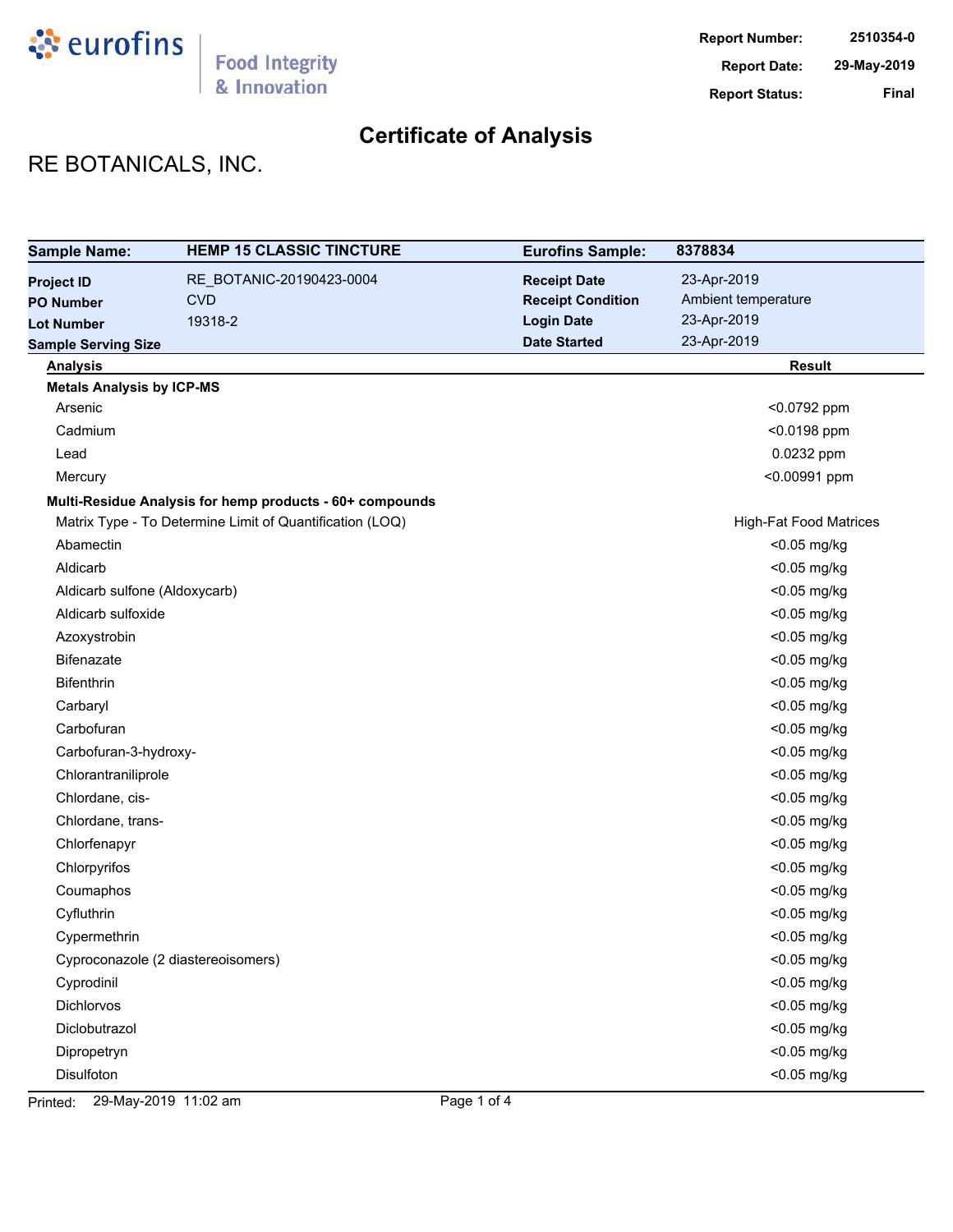eurofins | Food Integrity & Innovation

| | |
|---|---|
| **Report Number:** | 2510354-0 |
| **Report Date:** | 29-May-2019 |
| **Report Status:** | Final |

# Certificate of Analysis

## RE BOTANICALS, INC.

| **Sample Name:** | **HEMP 15 CLASSIC TINCTURE** | **Eurofins Sample:** | **8378834** |
|---|---|---|---|
| **Project ID** | RE_BOTANIC-20190423-0004 | **Receipt Date** | 23-Apr-2019 |
| **PO Number** | CVD | **Receipt Condition** | Ambient temperature |
| **Lot Number** | 19318-2 | **Login Date** | 23-Apr-2019 |
| **Sample Serving Size** | | **Date Started** | 23-Apr-2019 |

| Analysis | Result |
|---|---|
| **Metals Analysis by ICP-MS** | |
| Arsenic | <0.0792 ppm |
| Cadmium | <0.0198 ppm |
| Lead | 0.0232 ppm |
| Mercury | <0.00991 ppm |
| **Multi-Residue Analysis for hemp products - 60+ compounds** | |
| Matrix Type - To Determine Limit of Quantification (LOQ) | High-Fat Food Matrices |
| Abamectin | <0.05 mg/kg |
| Aldicarb | <0.05 mg/kg |
| Aldicarb sulfone (Aldoxycarb) | <0.05 mg/kg |
| Aldicarb sulfoxide | <0.05 mg/kg |
| Azoxystrobin | <0.05 mg/kg |
| Bifenazate | <0.05 mg/kg |
| Bifenthrin | <0.05 mg/kg |
| Carbaryl | <0.05 mg/kg |
| Carbofuran | <0.05 mg/kg |
| Carbofuran-3-hydroxy- | <0.05 mg/kg |
| Chlorantraniliprole | <0.05 mg/kg |
| Chlordane, cis- | <0.05 mg/kg |
| Chlordane, trans- | <0.05 mg/kg |
| Chlorfenapyr | <0.05 mg/kg |
| Chlorpyrifos | <0.05 mg/kg |
| Coumaphos | <0.05 mg/kg |
| Cyfluthrin | <0.05 mg/kg |
| Cypermethrin | <0.05 mg/kg |
| Cyproconazole (2 diastereoisomers) | <0.05 mg/kg |
| Cyprodinil | <0.05 mg/kg |
| Dichlorvos | <0.05 mg/kg |
| Diclobutrazol | <0.05 mg/kg |
| Dipropetryn | <0.05 mg/kg |
| Disulfoton | <0.05 mg/kg |

Printed: 29-May-2019 11:02 am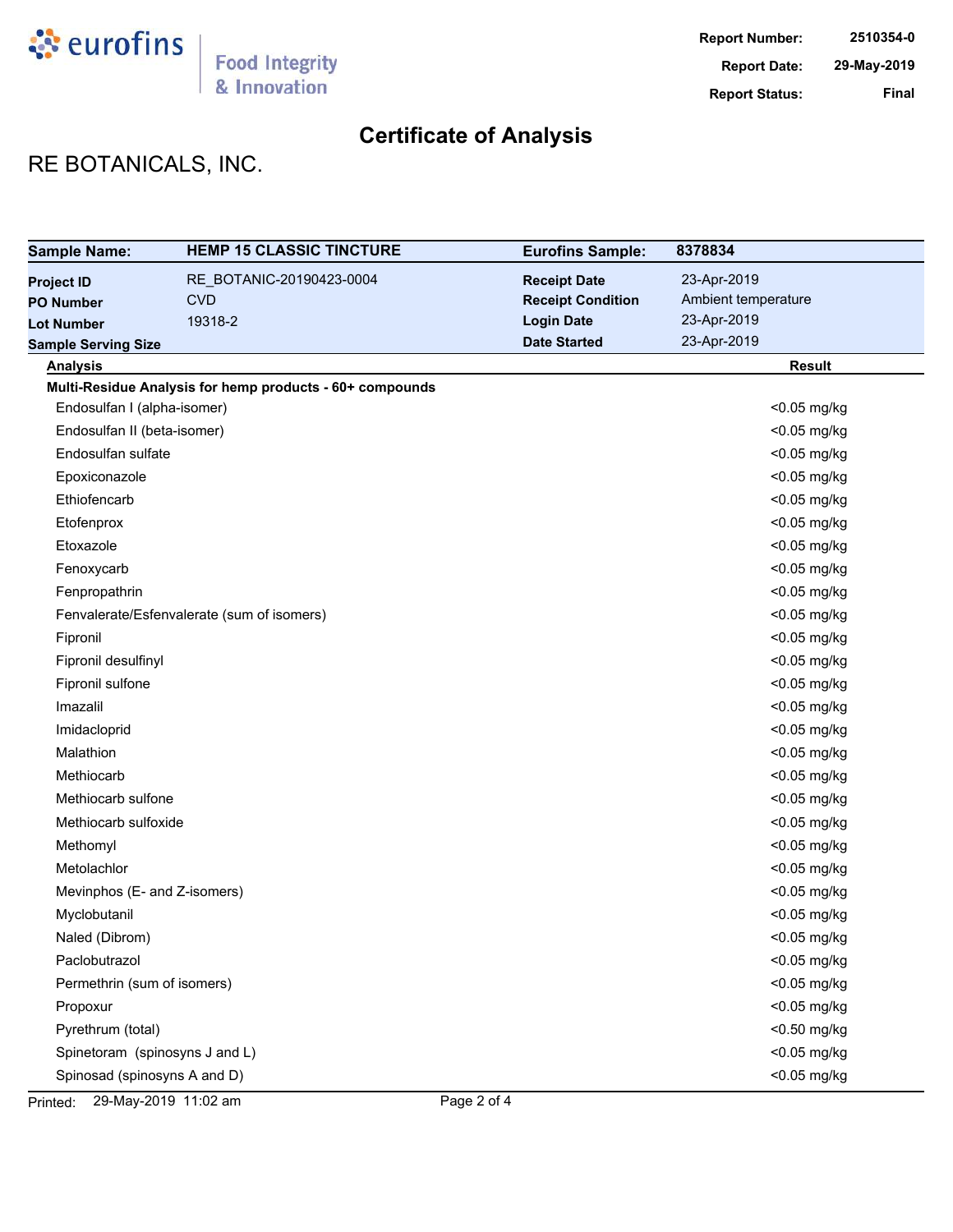**Report Number:** 2510354-0
**Report Date:** 29-May-2019
**Report Status:** Final

# Certificate of Analysis

## RE BOTANICALS, INC.

| | | | |
|---|---|---|---|
| **Sample Name:** | **HEMP 15 CLASSIC TINCTURE** | **Eurofins Sample:** | **8378834** |
| **Project ID** | RE_BOTANIC-20190423-0004 | **Receipt Date** | 23-Apr-2019 |
| **PO Number** | CVD | **Receipt Condition** | Ambient temperature |
| **Lot Number** | 19318-2 | **Login Date** | 23-Apr-2019 |
| **Sample Serving Size** | | **Date Started** | 23-Apr-2019 |

| Analysis | Result |
|---|---|
| **Multi-Residue Analysis for hemp products - 60+ compounds** | |
| Endosulfan I (alpha-isomer) | <0.05 mg/kg |
| Endosulfan II (beta-isomer) | <0.05 mg/kg |
| Endosulfan sulfate | <0.05 mg/kg |
| Epoxiconazole | <0.05 mg/kg |
| Ethiofencarb | <0.05 mg/kg |
| Etofenprox | <0.05 mg/kg |
| Etoxazole | <0.05 mg/kg |
| Fenoxycarb | <0.05 mg/kg |
| Fenpropathrin | <0.05 mg/kg |
| Fenvalerate/Esfenvalerate (sum of isomers) | <0.05 mg/kg |
| Fipronil | <0.05 mg/kg |
| Fipronil desulfinyl | <0.05 mg/kg |
| Fipronil sulfone | <0.05 mg/kg |
| Imazalil | <0.05 mg/kg |
| Imidacloprid | <0.05 mg/kg |
| Malathion | <0.05 mg/kg |
| Methiocarb | <0.05 mg/kg |
| Methiocarb sulfone | <0.05 mg/kg |
| Methiocarb sulfoxide | <0.05 mg/kg |
| Methomyl | <0.05 mg/kg |
| Metolachlor | <0.05 mg/kg |
| Mevinphos (E- and Z-isomers) | <0.05 mg/kg |
| Myclobutanil | <0.05 mg/kg |
| Naled (Dibrom) | <0.05 mg/kg |
| Paclobutrazol | <0.05 mg/kg |
| Permethrin (sum of isomers) | <0.05 mg/kg |
| Propoxur | <0.05 mg/kg |
| Pyrethrum (total) | <0.50 mg/kg |
| Spinetoram (spinosyns J and L) | <0.05 mg/kg |
| Spinosad (spinosyns A and D) | <0.05 mg/kg |

Printed: 29-May-2019 11:02 am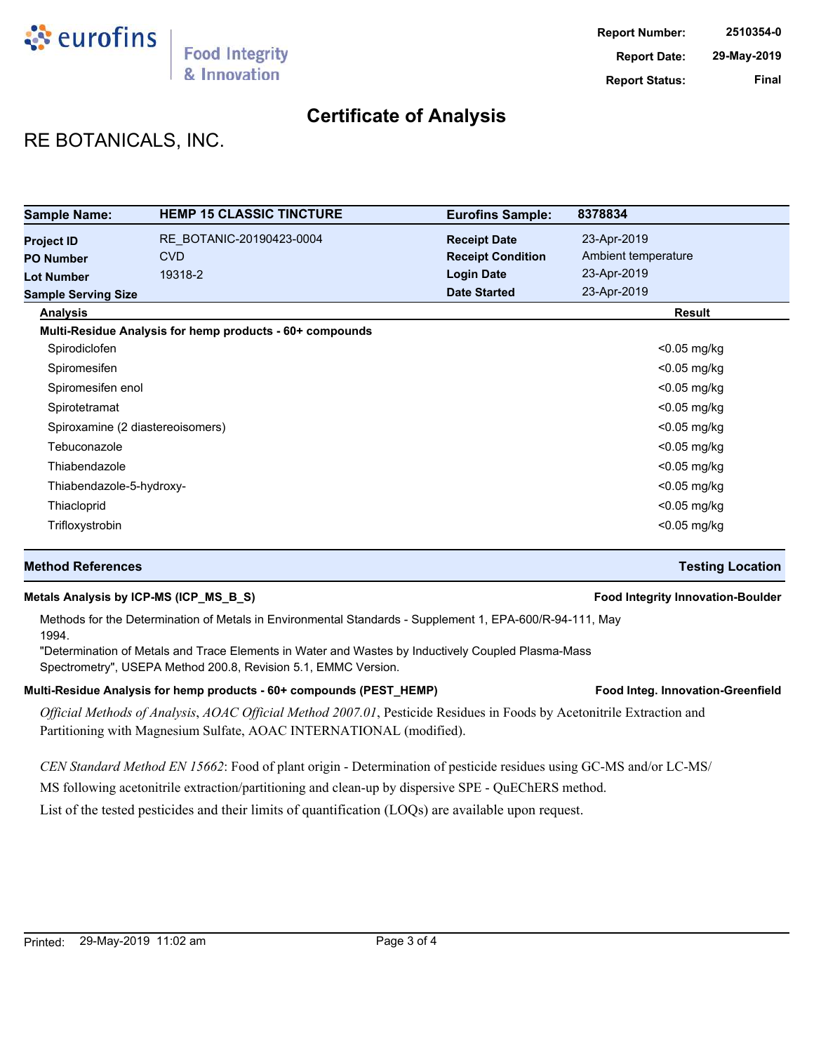**Report Number:** 2510354-0
**Report Date:** 29-May-2019
**Report Status:** Final

# Certificate of Analysis

## RE BOTANICALS, INC.

| Sample Name: | HEMP 15 CLASSIC TINCTURE | Eurofins Sample: | 8378834 |
|---|---|---|---|
| Project ID | RE_BOTANIC-20190423-0004 | Receipt Date | 23-Apr-2019 |
| PO Number | CVD | Receipt Condition | Ambient temperature |
| Lot Number | 19318-2 | Login Date | 23-Apr-2019 |
| Sample Serving Size | | Date Started | 23-Apr-2019 |

| Analysis | Result |
|---|---|
| **Multi-Residue Analysis for hemp products - 60+ compounds** | |
| Spirodiclofen | <0.05 mg/kg |
| Spiromesifen | <0.05 mg/kg |
| Spiromesifen enol | <0.05 mg/kg |
| Spirotetramat | <0.05 mg/kg |
| Spiroxamine (2 diastereoisomers) | <0.05 mg/kg |
| Tebuconazole | <0.05 mg/kg |
| Thiabendazole | <0.05 mg/kg |
| Thiabendazole-5-hydroxy- | <0.05 mg/kg |
| Thiacloprid | <0.05 mg/kg |
| Trifloxystrobin | <0.05 mg/kg |

| Method References | Testing Location |
|---|---|

**Metals Analysis by ICP-MS (ICP_MS_B_S)** — Food Integrity Innovation-Boulder

Methods for the Determination of Metals in Environmental Standards - Supplement 1, EPA-600/R-94-111, May 1994.
"Determination of Metals and Trace Elements in Water and Wastes by Inductively Coupled Plasma-Mass Spectrometry", USEPA Method 200.8, Revision 5.1, EMMC Version.

**Multi-Residue Analysis for hemp products - 60+ compounds (PEST_HEMP)** — Food Integ. Innovation-Greenfield

*Official Methods of Analysis*, *AOAC Official Method 2007.01*, Pesticide Residues in Foods by Acetonitrile Extraction and Partitioning with Magnesium Sulfate, AOAC INTERNATIONAL (modified).

*CEN Standard Method EN 15662*: Food of plant origin - Determination of pesticide residues using GC-MS and/or LC-MS/MS following acetonitrile extraction/partitioning and clean-up by dispersive SPE - QuEChERS method.
List of the tested pesticides and their limits of quantification (LOQs) are available upon request.

Printed: 29-May-2019 11:02 am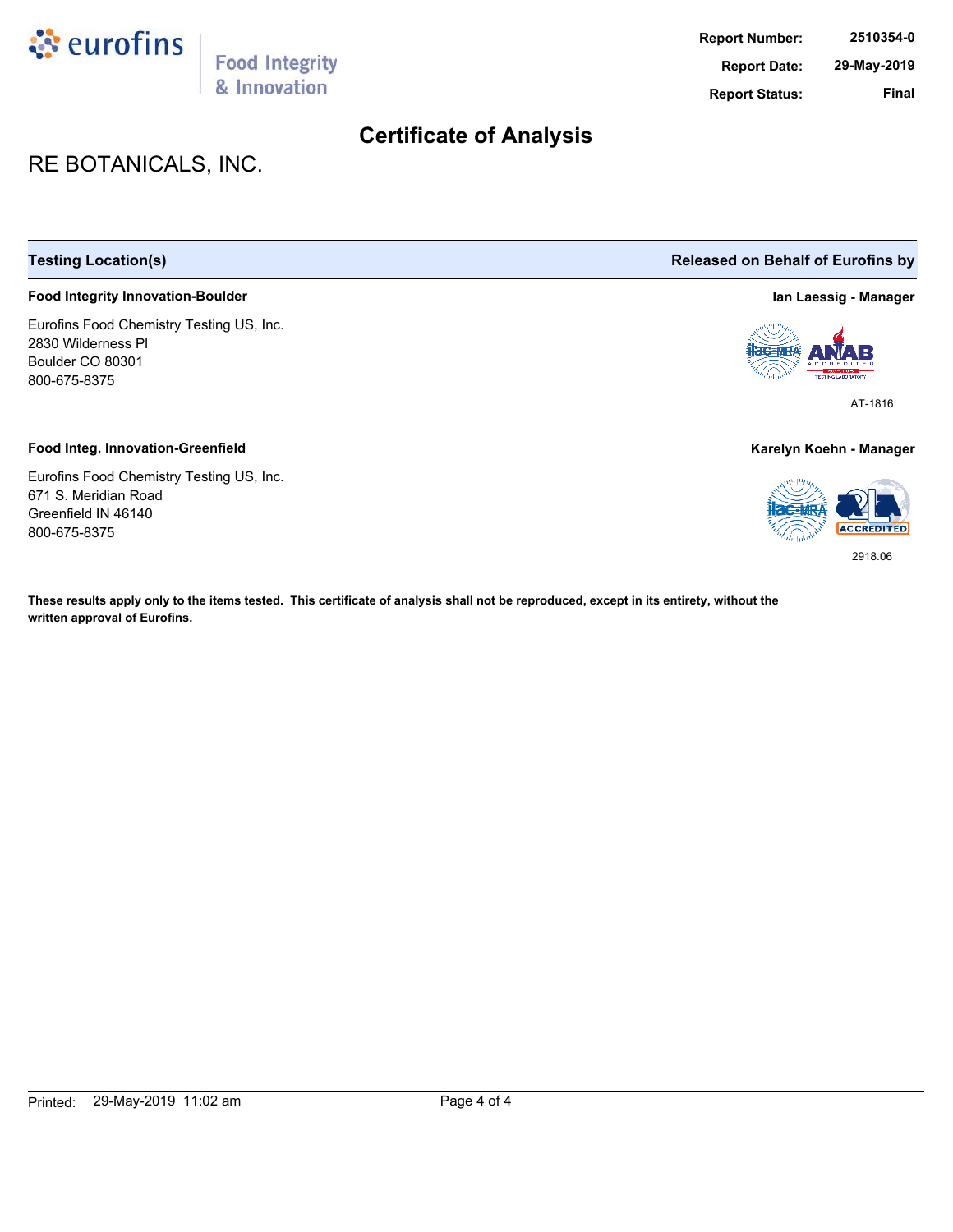Report Number: 2510354-0
Report Date: 29-May-2019
Report Status: Final

# Certificate of Analysis

## RE BOTANICALS, INC.

| Testing Location(s) | Released on Behalf of Eurofins by |
| --- | --- |
| **Food Integrity Innovation-Boulder**<br>Eurofins Food Chemistry Testing US, Inc.<br>2830 Wilderness Pl<br>Boulder CO 80301<br>800-675-8375 | **Ian Laessig - Manager**<br>AT-1816 |
| **Food Integ. Innovation-Greenfield**<br>Eurofins Food Chemistry Testing US, Inc.<br>671 S. Meridian Road<br>Greenfield IN 46140<br>800-675-8375 | **Karelyn Koehn - Manager**<br>2918.06 |

**These results apply only to the items tested. This certificate of analysis shall not be reproduced, except in its entirety, without the written approval of Eurofins.**

Printed: 29-May-2019 11:02 am